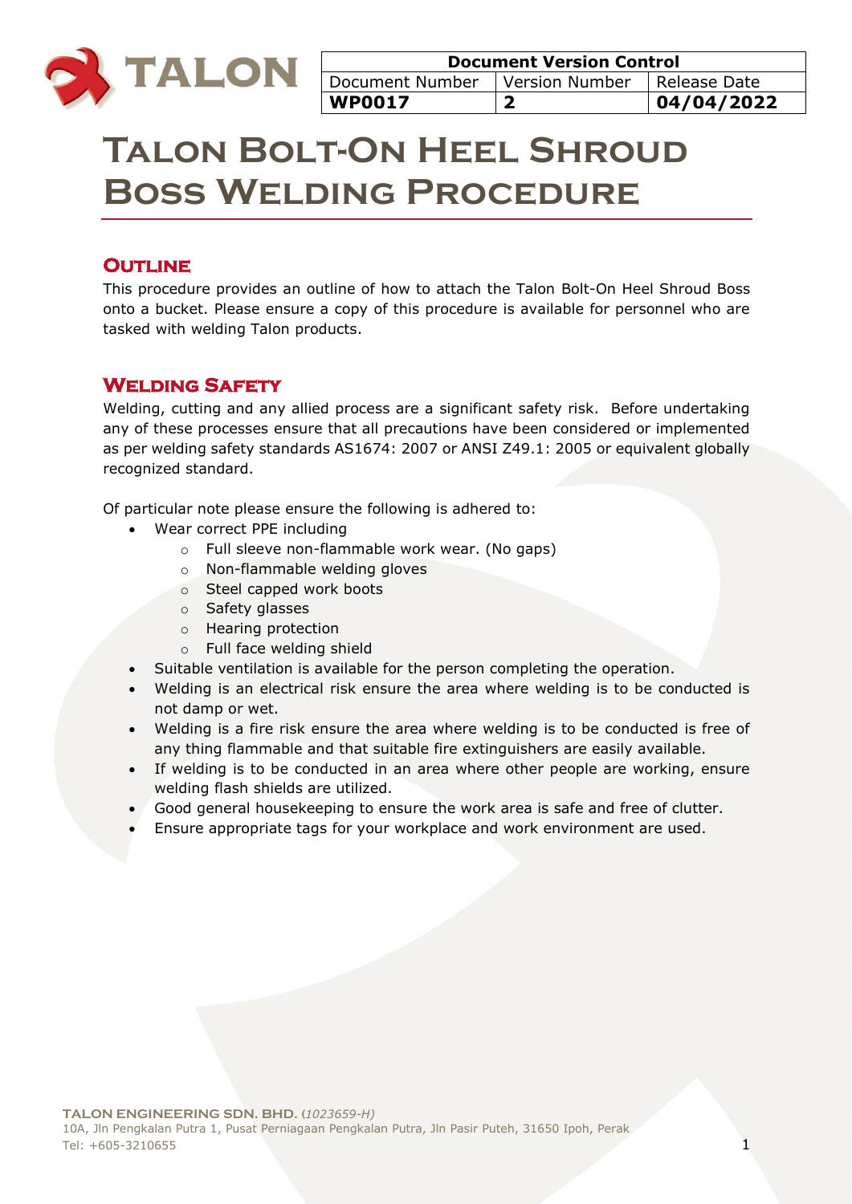| Document Version Control | | |
|---|---|---|
| Document Number | Version Number | Release Date |
| **WP0017** | **2** | **04/04/2022** |

# Talon Bolt-On Heel Shroud Boss Welding Procedure

## Outline

This procedure provides an outline of how to attach the Talon Bolt-On Heel Shroud Boss onto a bucket. Please ensure a copy of this procedure is available for personnel who are tasked with welding Talon products.

## Welding Safety

Welding, cutting and any allied process are a significant safety risk. Before undertaking any of these processes ensure that all precautions have been considered or implemented as per welding safety standards AS1674: 2007 or ANSI Z49.1: 2005 or equivalent globally recognized standard.

Of particular note please ensure the following is adhered to:

- Wear correct PPE including
  - Full sleeve non-flammable work wear. (No gaps)
  - Non-flammable welding gloves
  - Steel capped work boots
  - Safety glasses
  - Hearing protection
  - Full face welding shield
- Suitable ventilation is available for the person completing the operation.
- Welding is an electrical risk ensure the area where welding is to be conducted is not damp or wet.
- Welding is a fire risk ensure the area where welding is to be conducted is free of any thing flammable and that suitable fire extinguishers are easily available.
- If welding is to be conducted in an area where other people are working, ensure welding flash shields are utilized.
- Good general housekeeping to ensure the work area is safe and free of clutter.
- Ensure appropriate tags for your workplace and work environment are used.

**TALON ENGINEERING SDN. BHD.** (*1023659-H)*
10A, Jln Pengkalan Putra 1, Pusat Perniagaan Pengkalan Putra, Jln Pasir Puteh, 31650 Ipoh, Perak
Tel: +605-3210655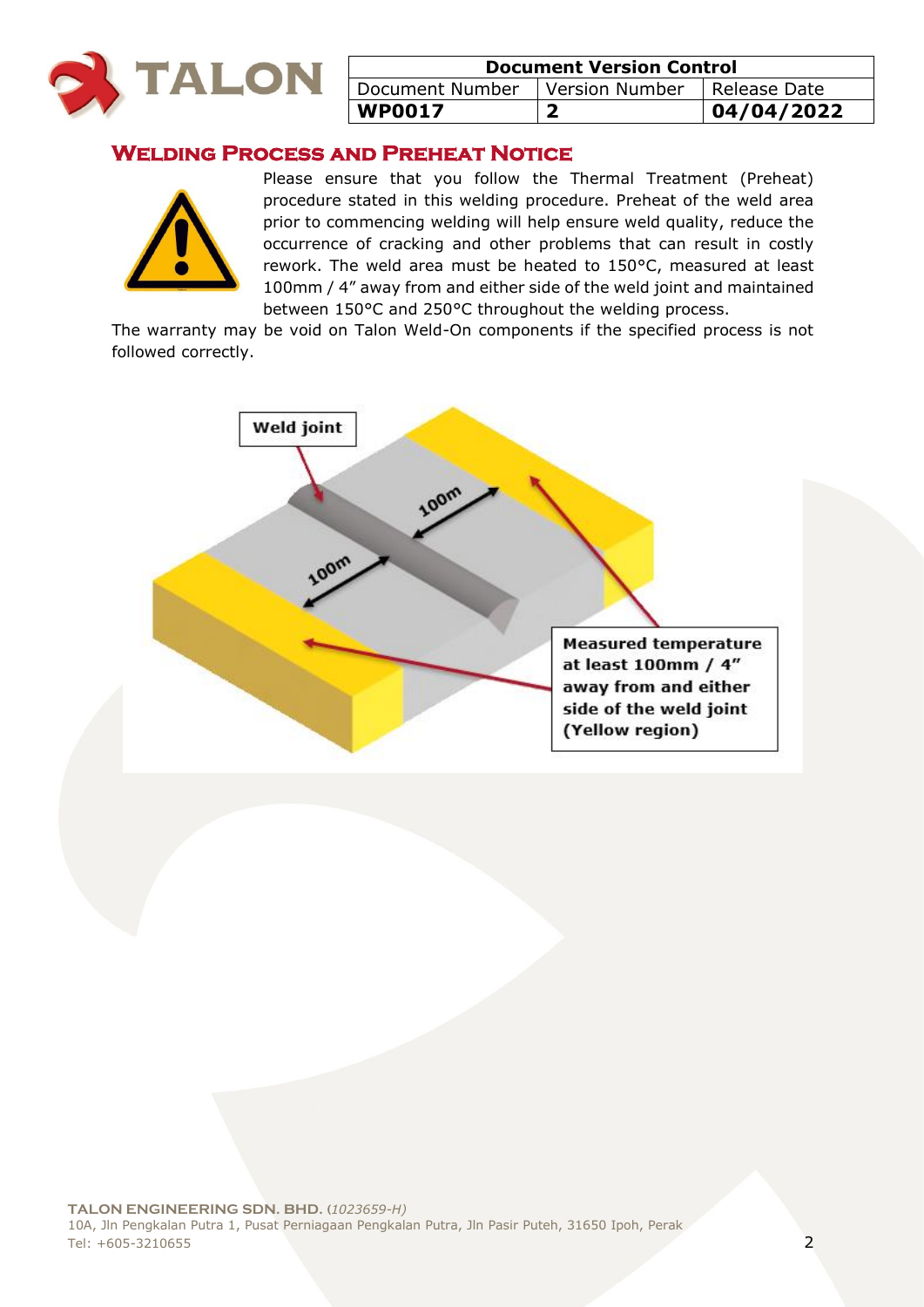| Document Version Control | | |
|---|---|---|
| Document Number | Version Number | Release Date |
| **WP0017** | **2** | **04/04/2022** |

## Welding Process and Preheat Notice

Please ensure that you follow the Thermal Treatment (Preheat) procedure stated in this welding procedure. Preheat of the weld area prior to commencing welding will help ensure weld quality, reduce the occurrence of cracking and other problems that can result in costly rework. The weld area must be heated to 150°C, measured at least 100mm / 4" away from and either side of the weld joint and maintained between 150°C and 250°C throughout the welding process.

The warranty may be void on Talon Weld-On components if the specified process is not followed correctly.

**Weld joint**

100m

100m

**Measured temperature at least 100mm / 4" away from and either side of the weld joint (Yellow region)**

**TALON ENGINEERING SDN. BHD.** (*1023659-H*)
10A, Jln Pengkalan Putra 1, Pusat Perniagaan Pengkalan Putra, Jln Pasir Puteh, 31650 Ipoh, Perak
Tel: +605-3210655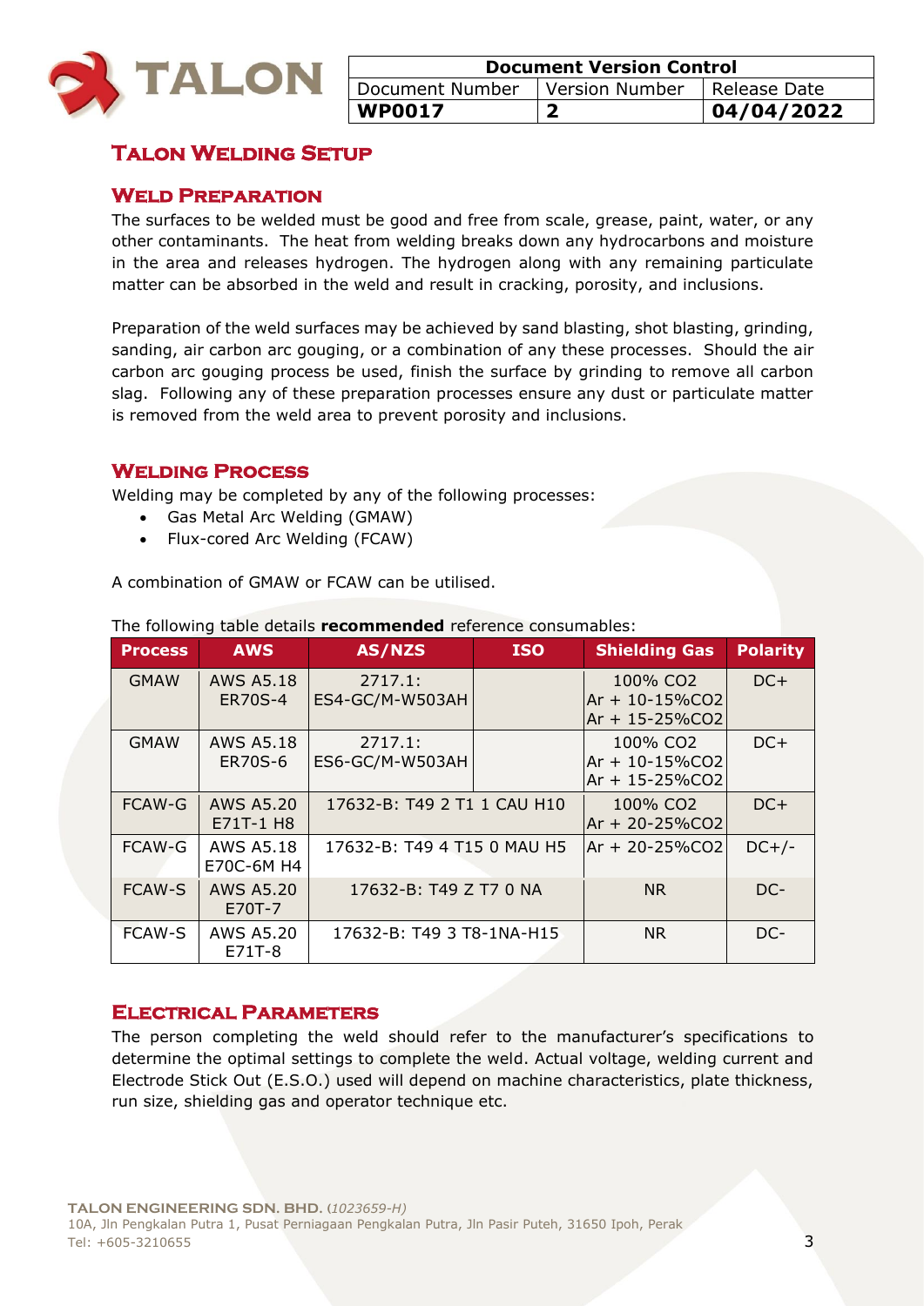| Document Version Control | | |
|---|---|---|
| Document Number | Version Number | Release Date |
| **WP0017** | **2** | **04/04/2022** |

# Talon Welding Setup

## Weld Preparation

The surfaces to be welded must be good and free from scale, grease, paint, water, or any other contaminants. The heat from welding breaks down any hydrocarbons and moisture in the area and releases hydrogen. The hydrogen along with any remaining particulate matter can be absorbed in the weld and result in cracking, porosity, and inclusions.

Preparation of the weld surfaces may be achieved by sand blasting, shot blasting, grinding, sanding, air carbon arc gouging, or a combination of any these processes. Should the air carbon arc gouging process be used, finish the surface by grinding to remove all carbon slag. Following any of these preparation processes ensure any dust or particulate matter is removed from the weld area to prevent porosity and inclusions.

## Welding Process

Welding may be completed by any of the following processes:

- Gas Metal Arc Welding (GMAW)
- Flux-cored Arc Welding (FCAW)

A combination of GMAW or FCAW can be utilised.

The following table details **recommended** reference consumables:

| Process | AWS | AS/NZS | ISO | Shielding Gas | Polarity |
|---|---|---|---|---|---|
| GMAW | AWS A5.18 ER70S-4 | 2717.1: ES4-GC/M-W503AH | | 100% $CO_2$<br>Ar + 10-15%$CO_2$<br>Ar + 15-25%$CO_2$ | DC+ |
| GMAW | AWS A5.18 ER70S-6 | 2717.1: ES6-GC/M-W503AH | | 100% $CO_2$<br>Ar + 10-15%$CO_2$<br>Ar + 15-25%$CO_2$ | DC+ |
| FCAW-G | AWS A5.20 E71T-1 H8 | 17632-B: T49 2 T1 1 CAU H10 | | 100% $CO_2$<br>Ar + 20-25%$CO_2$ | DC+ |
| FCAW-G | AWS A5.18 E70C-6M H4 | 17632-B: T49 4 T15 0 MAU H5 | | Ar + 20-25%$CO_2$ | DC+/- |
| FCAW-S | AWS A5.20 E70T-7 | 17632-B: T49 Z T7 0 NA | | NR | DC- |
| FCAW-S | AWS A5.20 E71T-8 | 17632-B: T49 3 T8-1NA-H15 | | NR | DC- |

## Electrical Parameters

The person completing the weld should refer to the manufacturer's specifications to determine the optimal settings to complete the weld. Actual voltage, welding current and Electrode Stick Out (E.S.O.) used will depend on machine characteristics, plate thickness, run size, shielding gas and operator technique etc.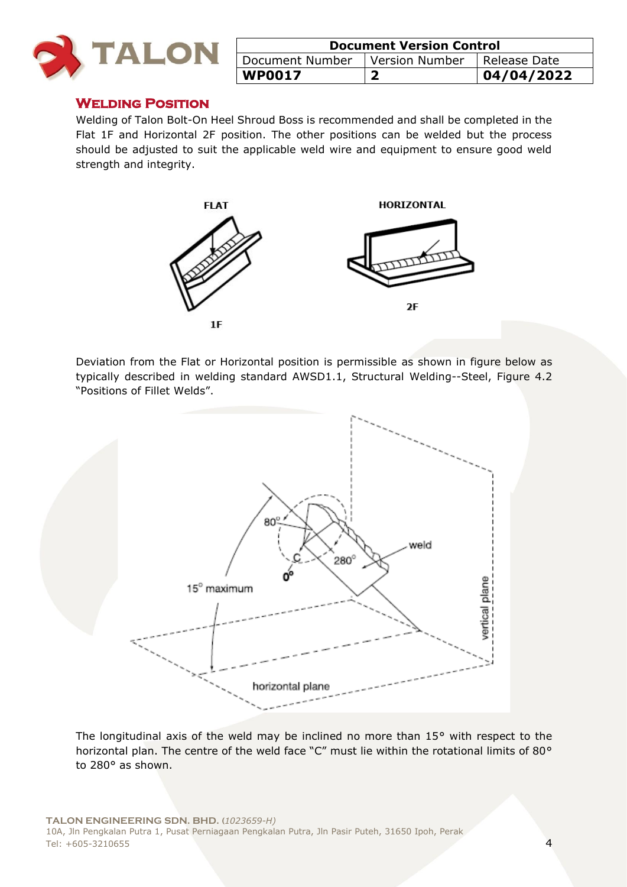## WELDING POSITION

Welding of Talon Bolt-On Heel Shroud Boss is recommended and shall be completed in the Flat 1F and Horizontal 2F position. The other positions can be welded but the process should be adjusted to suit the applicable weld wire and equipment to ensure good weld strength and integrity.

Deviation from the Flat or Horizontal position is permissible as shown in figure below as typically described in welding standard AWSD1.1, Structural Welding--Steel, Figure 4.2 "Positions of Fillet Welds".

The longitudinal axis of the weld may be inclined no more than 15° with respect to the horizontal plan. The centre of the weld face "C" must lie within the rotational limits of 80° to 280° as shown.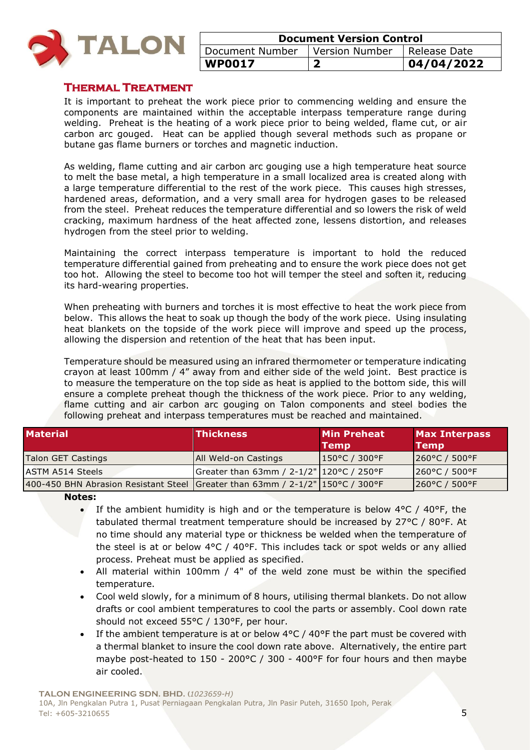## Thermal Treatment

It is important to preheat the work piece prior to commencing welding and ensure the components are maintained within the acceptable interpass temperature range during welding. Preheat is the heating of a work piece prior to being welded, flame cut, or air carbon arc gouged. Heat can be applied though several methods such as propane or butane gas flame burners or torches and magnetic induction.

As welding, flame cutting and air carbon arc gouging use a high temperature heat source to melt the base metal, a high temperature in a small localized area is created along with a large temperature differential to the rest of the work piece. This causes high stresses, hardened areas, deformation, and a very small area for hydrogen gases to be released from the steel. Preheat reduces the temperature differential and so lowers the risk of weld cracking, maximum hardness of the heat affected zone, lessens distortion, and releases hydrogen from the steel prior to welding.

Maintaining the correct interpass temperature is important to hold the reduced temperature differential gained from preheating and to ensure the work piece does not get too hot. Allowing the steel to become too hot will temper the steel and soften it, reducing its hard-wearing properties.

When preheating with burners and torches it is most effective to heat the work piece from below. This allows the heat to soak up though the body of the work piece. Using insulating heat blankets on the topside of the work piece will improve and speed up the process, allowing the dispersion and retention of the heat that has been input.

Temperature should be measured using an infrared thermometer or temperature indicating crayon at least 100mm / 4" away from and either side of the weld joint. Best practice is to measure the temperature on the top side as heat is applied to the bottom side, this will ensure a complete preheat though the thickness of the work piece. Prior to any welding, flame cutting and air carbon arc gouging on Talon components and steel bodies the following preheat and interpass temperatures must be reached and maintained.

| Material | Thickness | Min Preheat Temp | Max Interpass Temp |
|---|---|---|---|
| Talon GET Castings | All Weld-on Castings | 150°C / 300°F | 260°C / 500°F |
| ASTM A514 Steels | Greater than 63mm / 2-1/2" | 120°C / 250°F | 260°C / 500°F |
| 400-450 BHN Abrasion Resistant Steel | Greater than 63mm / 2-1/2" | 150°C / 300°F | 260°C / 500°F |

**Notes:**

- If the ambient humidity is high and or the temperature is below 4°C / 40°F, the tabulated thermal treatment temperature should be increased by 27°C / 80°F. At no time should any material type or thickness be welded when the temperature of the steel is at or below 4°C / 40°F. This includes tack or spot welds or any allied process. Preheat must be applied as specified.
- All material within 100mm / 4" of the weld zone must be within the specified temperature.
- Cool weld slowly, for a minimum of 8 hours, utilising thermal blankets. Do not allow drafts or cool ambient temperatures to cool the parts or assembly. Cool down rate should not exceed 55°C / 130°F, per hour.
- If the ambient temperature is at or below 4°C / 40°F the part must be covered with a thermal blanket to insure the cool down rate above. Alternatively, the entire part maybe post-heated to 150 - 200°C / 300 - 400°F for four hours and then maybe air cooled.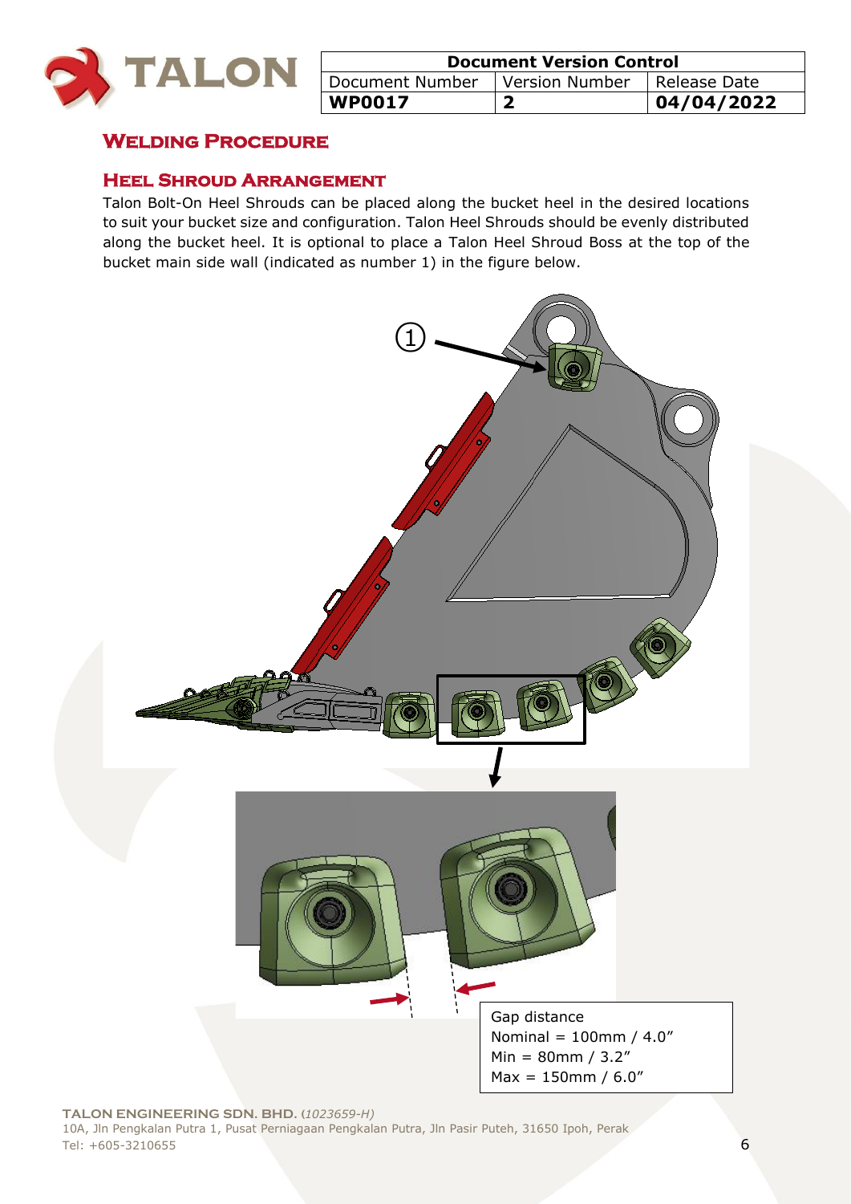## Welding Procedure

### Heel Shroud Arrangement

Talon Bolt-On Heel Shrouds can be placed along the bucket heel in the desired locations to suit your bucket size and configuration. Talon Heel Shrouds should be evenly distributed along the bucket heel. It is optional to place a Talon Heel Shroud Boss at the top of the bucket main side wall (indicated as number 1) in the figure below.

Gap distance
Nominal = 100mm / 4.0″
Min = 80mm / 3.2″
Max = 150mm / 6.0″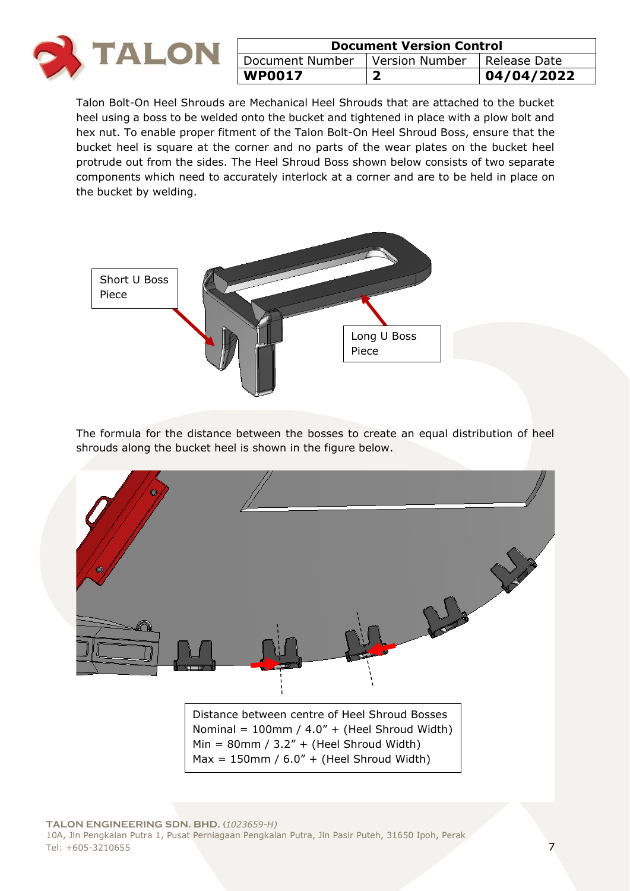| Document Version Control | | |
|---|---|---|
| Document Number | Version Number | Release Date |
| **WP0017** | **2** | **04/04/2022** |

Talon Bolt-On Heel Shrouds are Mechanical Heel Shrouds that are attached to the bucket heel using a boss to be welded onto the bucket and tightened in place with a plow bolt and hex nut. To enable proper fitment of the Talon Bolt-On Heel Shroud Boss, ensure that the bucket heel is square at the corner and no parts of the wear plates on the bucket heel protrude out from the sides. The Heel Shroud Boss shown below consists of two separate components which need to accurately interlock at a corner and are to be held in place on the bucket by welding.

Short U Boss Piece

Long U Boss Piece

The formula for the distance between the bosses to create an equal distribution of heel shrouds along the bucket heel is shown in the figure below.

Distance between centre of Heel Shroud Bosses
Nominal = 100mm / 4.0” + (Heel Shroud Width)
Min = 80mm / 3.2” + (Heel Shroud Width)
Max = 150mm / 6.0” + (Heel Shroud Width)

**TALON ENGINEERING SDN. BHD.** (*1023659-H*)
10A, Jln Pengkalan Putra 1, Pusat Perniagaan Pengkalan Putra, Jln Pasir Puteh, 31650 Ipoh, Perak
Tel: +605-3210655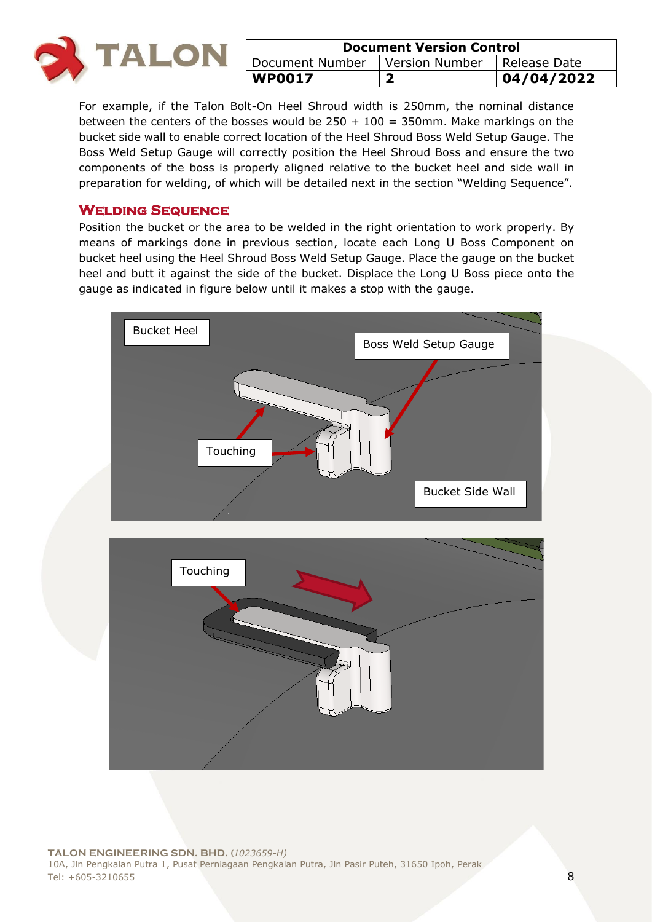For example, if the Talon Bolt-On Heel Shroud width is 250mm, the nominal distance between the centers of the bosses would be 250 + 100 = 350mm. Make markings on the bucket side wall to enable correct location of the Heel Shroud Boss Weld Setup Gauge. The Boss Weld Setup Gauge will correctly position the Heel Shroud Boss and ensure the two components of the boss is properly aligned relative to the bucket heel and side wall in preparation for welding, of which will be detailed next in the section "Welding Sequence".

## Welding Sequence

Position the bucket or the area to be welded in the right orientation to work properly. By means of markings done in previous section, locate each Long U Boss Component on bucket heel using the Heel Shroud Boss Weld Setup Gauge. Place the gauge on the bucket heel and butt it against the side of the bucket. Displace the Long U Boss piece onto the gauge as indicated in figure below until it makes a stop with the gauge.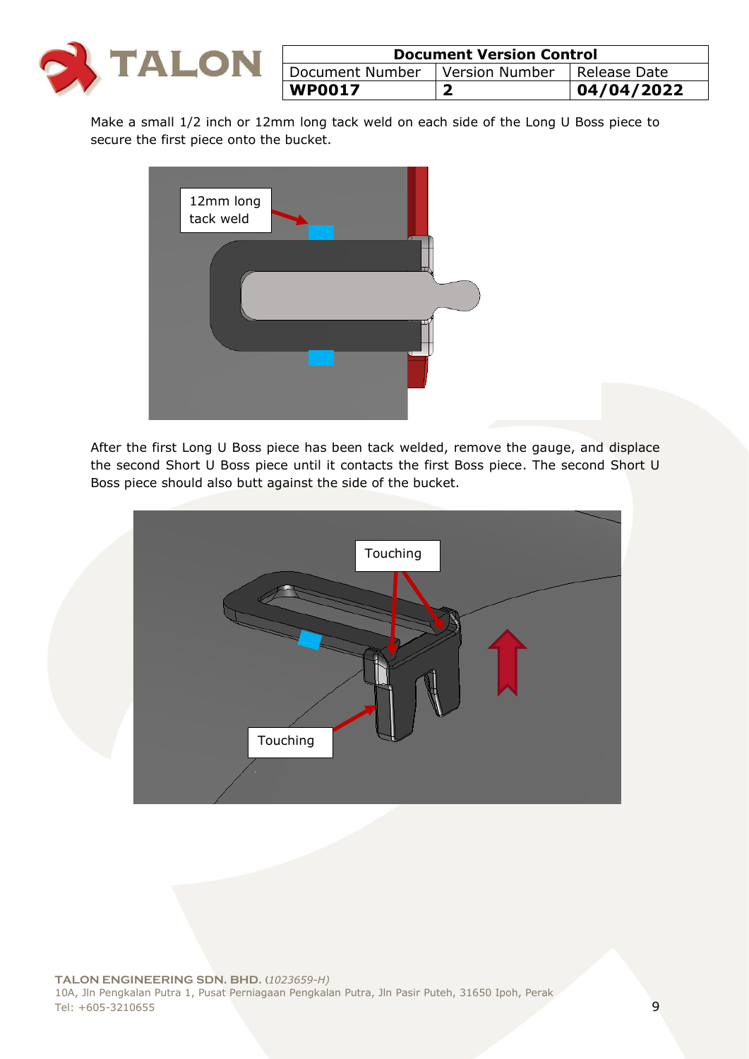Make a small 1/2 inch or 12mm long tack weld on each side of the Long U Boss piece to secure the first piece onto the bucket.

After the first Long U Boss piece has been tack welded, remove the gauge, and displace the second Short U Boss piece until it contacts the first Boss piece. The second Short U Boss piece should also butt against the side of the bucket.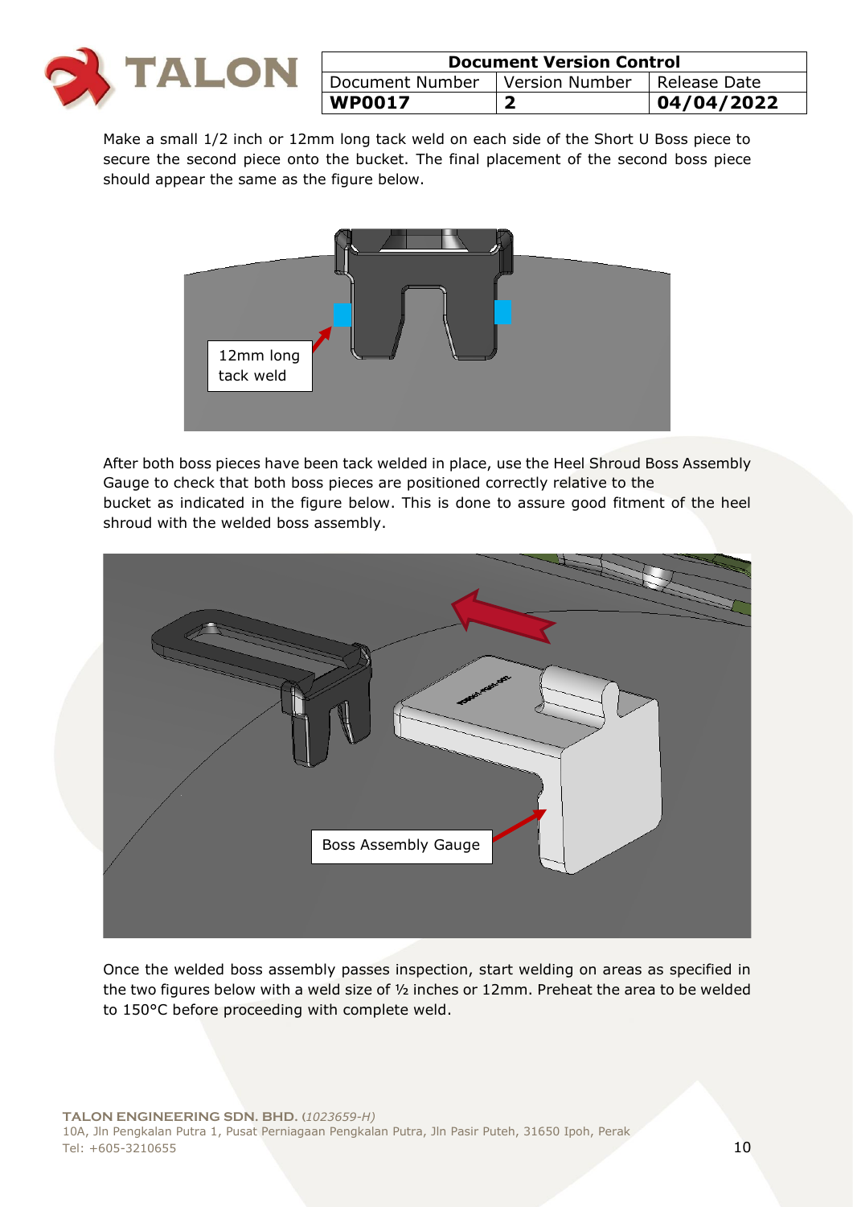Make a small 1/2 inch or 12mm long tack weld on each side of the Short U Boss piece to secure the second piece onto the bucket. The final placement of the second boss piece should appear the same as the figure below.

After both boss pieces have been tack welded in place, use the Heel Shroud Boss Assembly Gauge to check that both boss pieces are positioned correctly relative to the bucket as indicated in the figure below. This is done to assure good fitment of the heel shroud with the welded boss assembly.

Once the welded boss assembly passes inspection, start welding on areas as specified in the two figures below with a weld size of ½ inches or 12mm. Preheat the area to be welded to 150°C before proceeding with complete weld.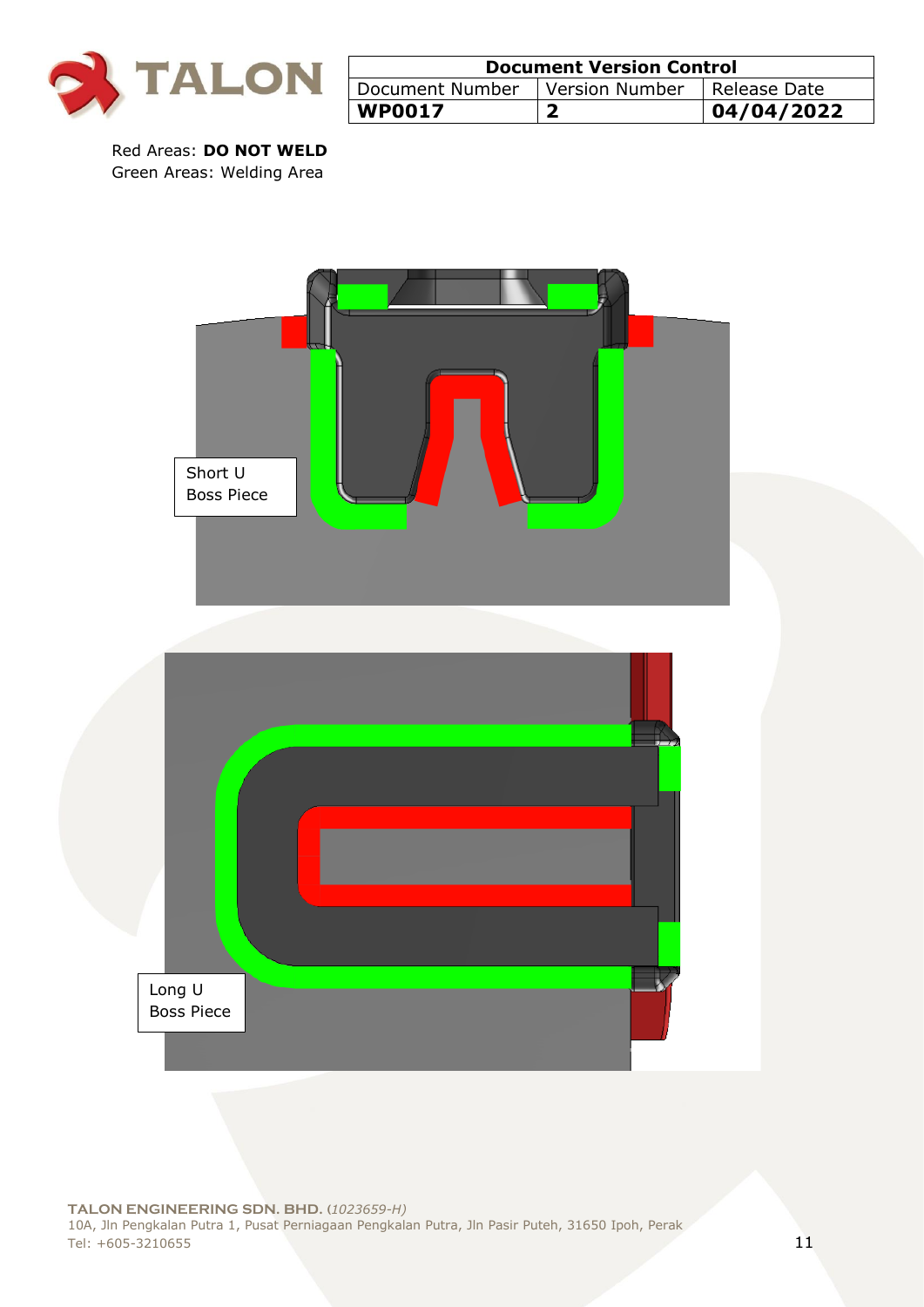| Document Version Control | | |
|---|---|---|
| Document Number | Version Number | Release Date |
| **WP0017** | **2** | **04/04/2022** |

Red Areas: **DO NOT WELD**
Green Areas: Welding Area

Short U Boss Piece

Long U Boss Piece

**TALON ENGINEERING SDN. BHD.** (*1023659-H*)
10A, Jln Pengkalan Putra 1, Pusat Perniagaan Pengkalan Putra, Jln Pasir Puteh, 31650 Ipoh, Perak
Tel: +605-3210655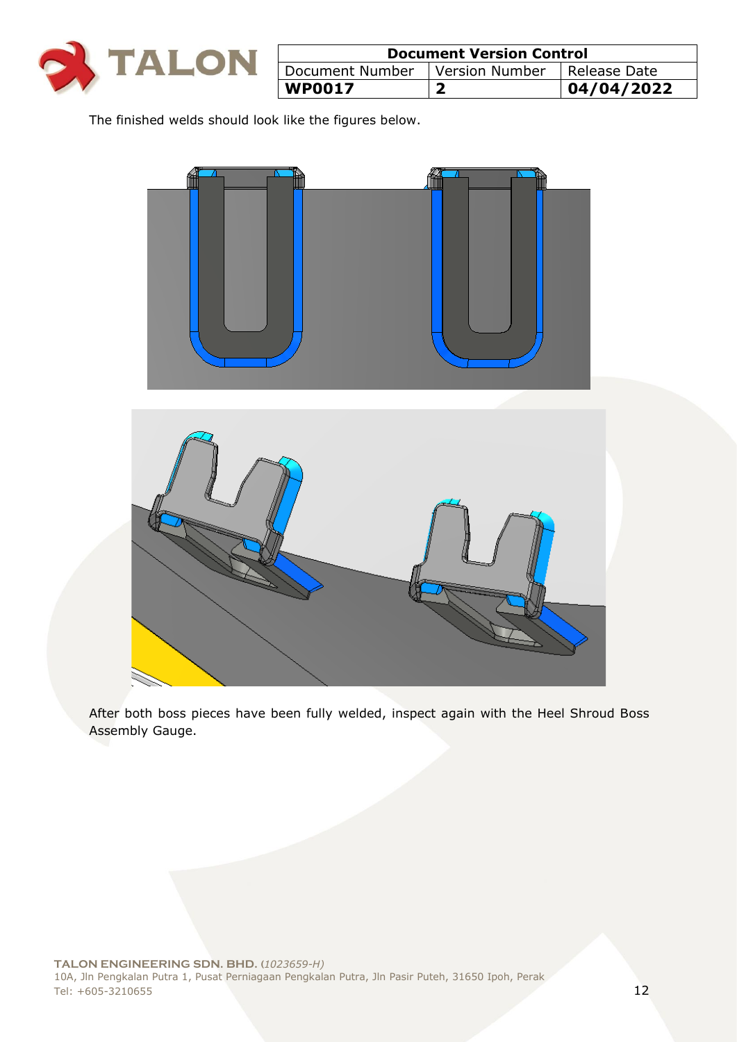The finished welds should look like the figures below.

After both boss pieces have been fully welded, inspect again with the Heel Shroud Boss Assembly Gauge.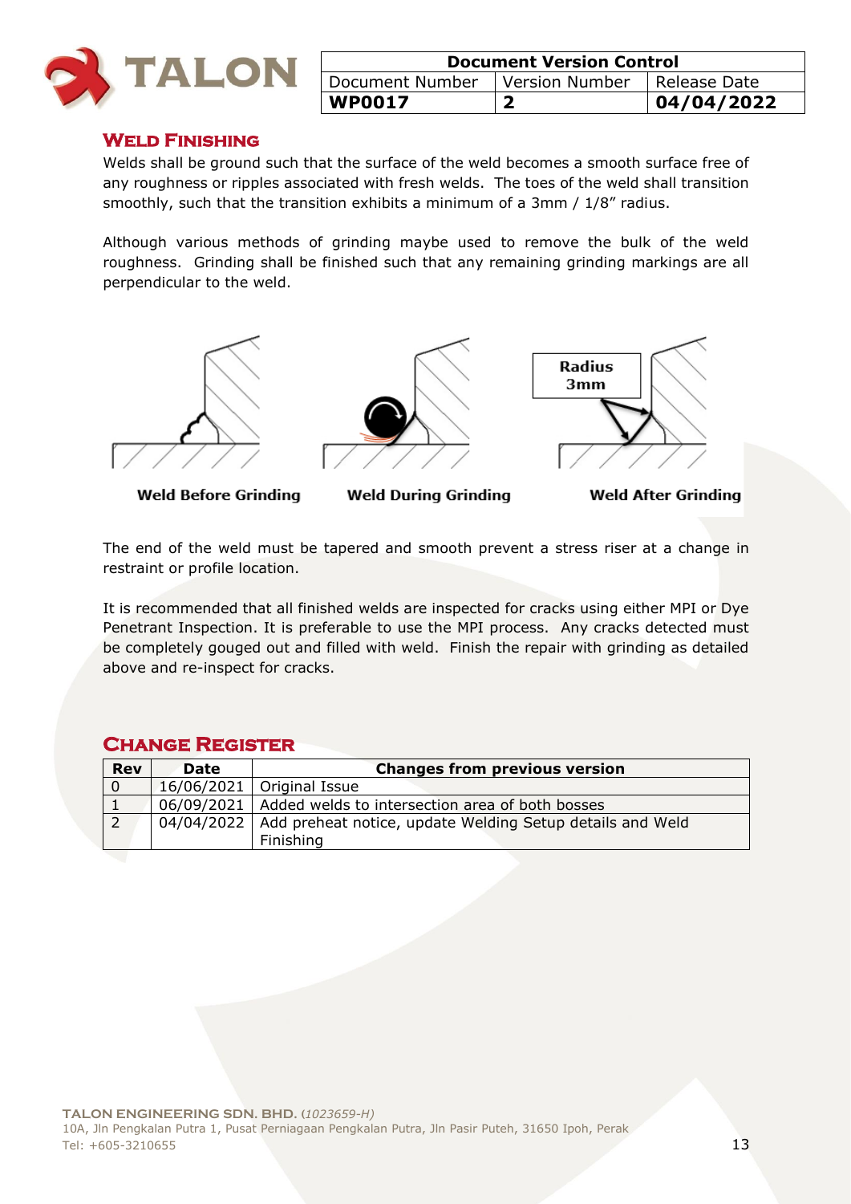## Weld Finishing

Welds shall be ground such that the surface of the weld becomes a smooth surface free of any roughness or ripples associated with fresh welds. The toes of the weld shall transition smoothly, such that the transition exhibits a minimum of a 3mm / 1/8" radius.

Although various methods of grinding maybe used to remove the bulk of the weld roughness. Grinding shall be finished such that any remaining grinding markings are all perpendicular to the weld.

Radius 3mm

Weld Before Grinding

Weld During Grinding

Weld After Grinding

The end of the weld must be tapered and smooth prevent a stress riser at a change in restraint or profile location.

It is recommended that all finished welds are inspected for cracks using either MPI or Dye Penetrant Inspection. It is preferable to use the MPI process. Any cracks detected must be completely gouged out and filled with weld. Finish the repair with grinding as detailed above and re-inspect for cracks.

## Change Register

| Rev | Date | Changes from previous version |
|---|---|---|
| 0 | 16/06/2021 | Original Issue |
| 1 | 06/09/2021 | Added welds to intersection area of both bosses |
| 2 | 04/04/2022 | Add preheat notice, update Welding Setup details and Weld Finishing |